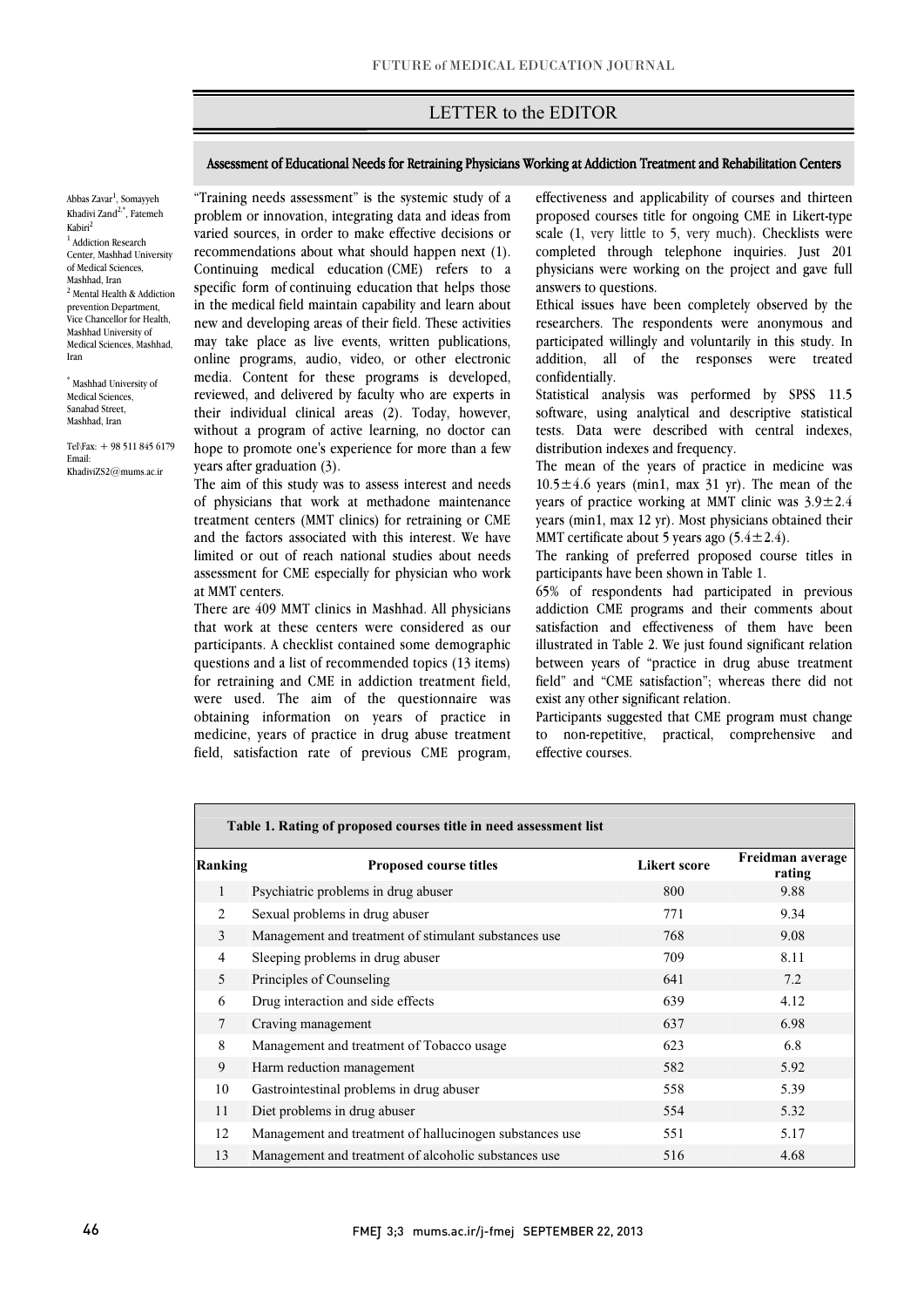## LETTER to the EDITOR

# Assessment of Educational Needs for Retraining Physicians Working at Addiction Treatment and Rehabilitation Centers

Abbas Zavar[1], Somayyeh Khadivi Zand[2,*], Fatemeh Kabiri[2]

[1] Addiction Research Center, Mashhad University of Medical Sciences, Mashhad, Iran

[2] Mental Health & Addiction prevention Department, Vice Chancellor for Health, Mashhad University of Medical Sciences, Mashhad, Iran

[*] Mashhad University of Medical Sciences, Sanabad Street, Mashhad, Iran

Tel\Fax: + 98 511 845 6179

Email: KhadiviZS2@mums.ac.ir

"Training needs assessment" is the systemic study of a problem or innovation, integrating data and ideas from varied sources, in order to make effective decisions or recommendations about what should happen next (1). Continuing medical education (CME) refers to a specific form of continuing education that helps those in the medical field maintain capability and learn about new and developing areas of their field. These activities may take place as live events, written publications, online programs, audio, video, or other electronic media. Content for these programs is developed, reviewed, and delivered by faculty who are experts in their individual clinical areas (2). Today, however, without a program of active learning, no doctor can hope to promote one's experience for more than a few years after graduation (3).

The aim of this study was to assess interest and needs of physicians that work at methadone maintenance treatment centers (MMT clinics) for retraining or CME and the factors associated with this interest. We have limited or out of reach national studies about needs assessment for CME especially for physician who work at MMT centers.

There are 409 MMT clinics in Mashhad. All physicians that work at these centers were considered as our participants. A checklist contained some demographic questions and a list of recommended topics (13 items) for retraining and CME in addiction treatment field, were used. The aim of the questionnaire was obtaining information on years of practice in medicine, years of practice in drug abuse treatment field, satisfaction rate of previous CME program, effectiveness and applicability of courses and thirteen proposed courses title for ongoing CME in Likert-type scale (1, very little to 5, very much). Checklists were completed through telephone inquiries. Just 201 physicians were working on the project and gave full answers to questions.

Ethical issues have been completely observed by the researchers. The respondents were anonymous and participated willingly and voluntarily in this study. In addition, all of the responses were treated confidentially.

Statistical analysis was performed by SPSS 11.5 software, using analytical and descriptive statistical tests. Data were described with central indexes, distribution indexes and frequency.

The mean of the years of practice in medicine was 10.5±4.6 years (min1, max 31 yr). The mean of the years of practice working at MMT clinic was 3.9±2.4 years (min1, max 12 yr). Most physicians obtained their MMT certificate about 5 years ago (5.4±2.4).

The ranking of preferred proposed course titles in participants have been shown in Table 1.

65% of respondents had participated in previous addiction CME programs and their comments about satisfaction and effectiveness of them have been illustrated in Table 2. We just found significant relation between years of "practice in drug abuse treatment field" and "CME satisfaction"; whereas there did not exist any other significant relation.

Participants suggested that CME program must change to non-repetitive, practical, comprehensive and effective courses.

**Table 1. Rating of proposed courses title in need assessment list**

| Ranking | Proposed course titles | Likert score | Freidman average rating |
|---|---|---|---|
| 1 | Psychiatric problems in drug abuser | 800 | 9.88 |
| 2 | Sexual problems in drug abuser | 771 | 9.34 |
| 3 | Management and treatment of stimulant substances use | 768 | 9.08 |
| 4 | Sleeping problems in drug abuser | 709 | 8.11 |
| 5 | Principles of Counseling | 641 | 7.2 |
| 6 | Drug interaction and side effects | 639 | 4.12 |
| 7 | Craving management | 637 | 6.98 |
| 8 | Management and treatment of Tobacco usage | 623 | 6.8 |
| 9 | Harm reduction management | 582 | 5.92 |
| 10 | Gastrointestinal problems in drug abuser | 558 | 5.39 |
| 11 | Diet problems in drug abuser | 554 | 5.32 |
| 12 | Management and treatment of hallucinogen substances use | 551 | 5.17 |
| 13 | Management and treatment of alcoholic substances use | 516 | 4.68 |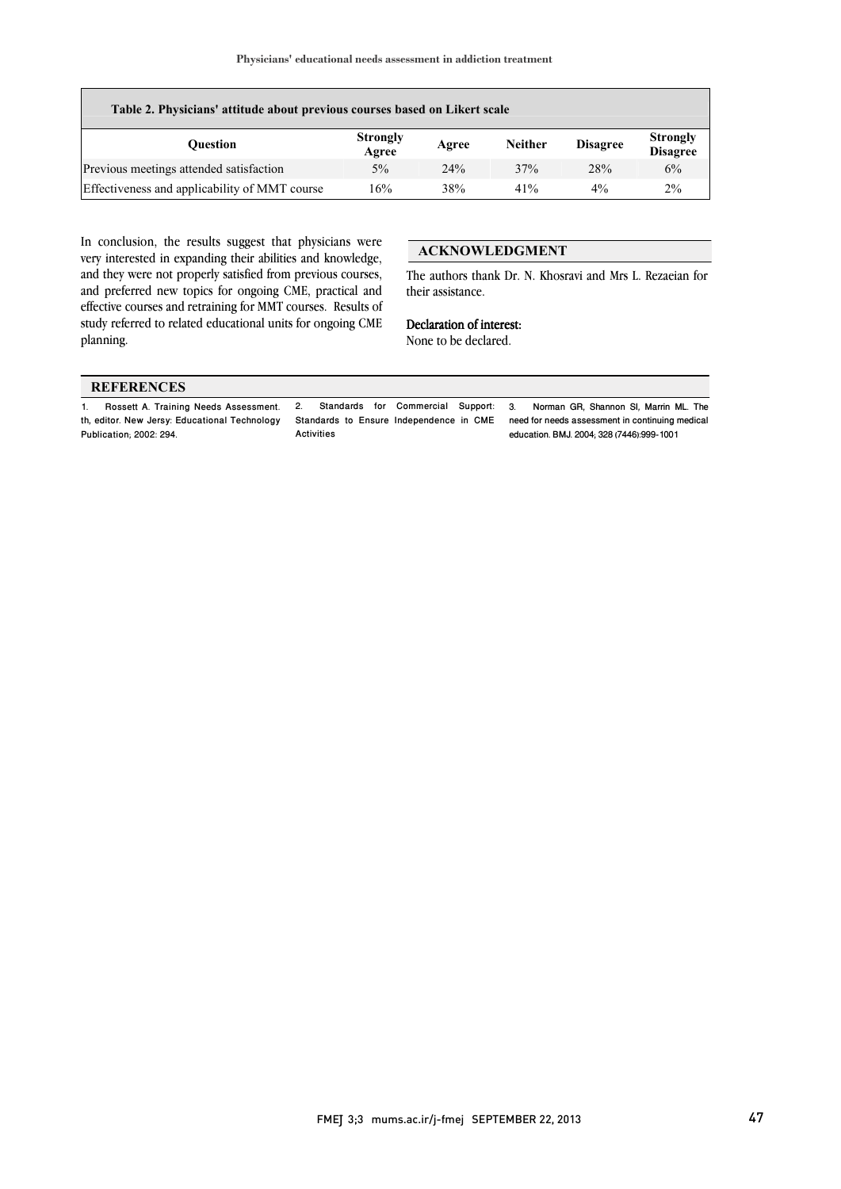**Table 2. Physicians' attitude about previous courses based on Likert scale**

| Question | Strongly Agree | Agree | Neither | Disagree | Strongly Disagree |
|---|---|---|---|---|---|
| Previous meetings attended satisfaction | 5% | 24% | 37% | 28% | 6% |
| Effectiveness and applicability of MMT course | 16% | 38% | 41% | 4% | 2% |

In conclusion, the results suggest that physicians were very interested in expanding their abilities and knowledge, and they were not properly satisfied from previous courses, and preferred new topics for ongoing CME, practical and effective courses and retraining for MMT courses. Results of study referred to related educational units for ongoing CME planning.

## ACKNOWLEDGMENT

The authors thank Dr. N. Khosravi and Mrs L. Rezaeian for their assistance.

**Declaration of interest:**
None to be declared.

## REFERENCES

1. Rossett A. Training Needs Assessment. th, editor. New Jersy: Educational Technology Publication; 2002: 294.
2. Standards for Commercial Support: Standards to Ensure Independence in CME Activities
3. Norman GR, Shannon SI, Marrin ML. The need for needs assessment in continuing medical education. BMJ. 2004; 328 (7446):999-1001